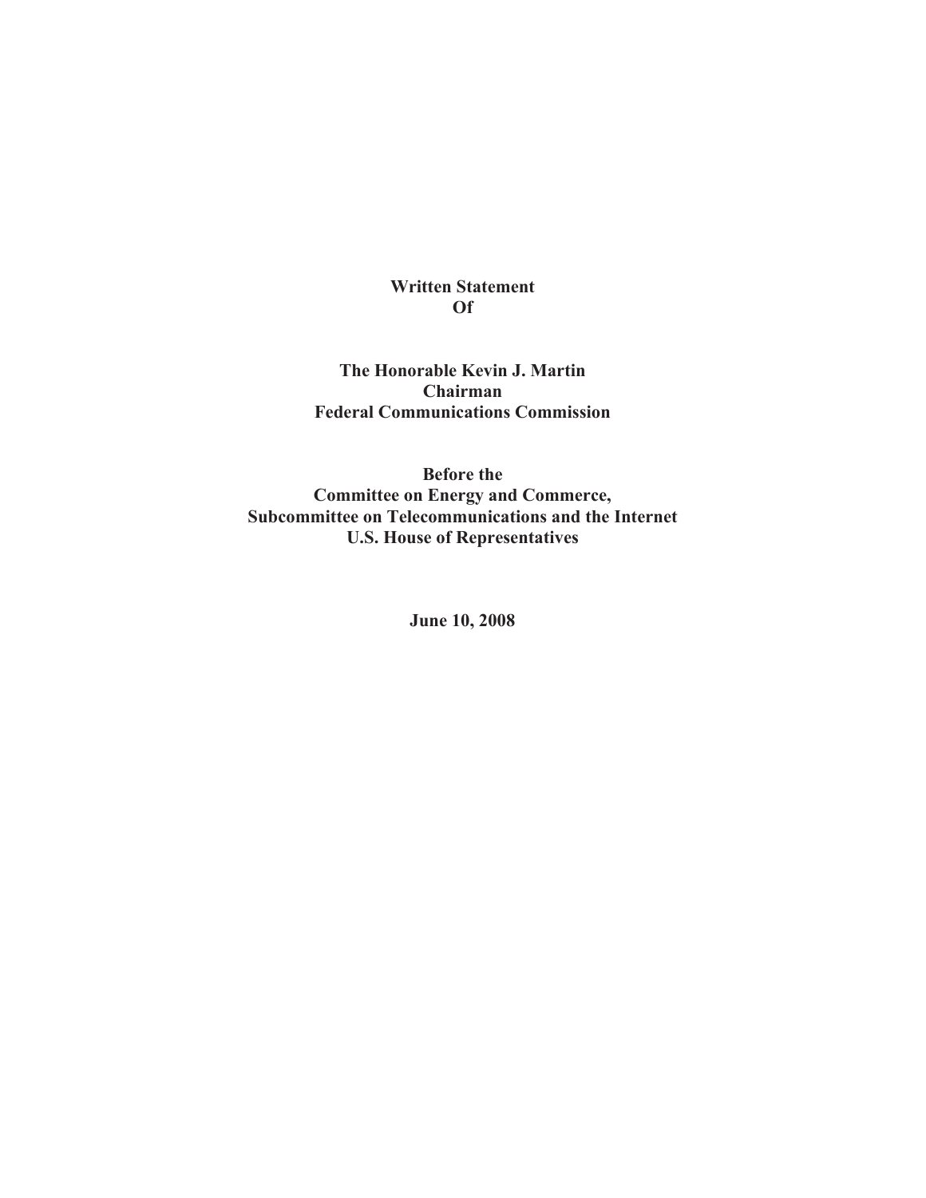**Written Statement**
**Of**

**The Honorable Kevin J. Martin**
**Chairman**
**Federal Communications Commission**

**Before the**
**Committee on Energy and Commerce,**
**Subcommittee on Telecommunications and the Internet**
**U.S. House of Representatives**

**June 10, 2008**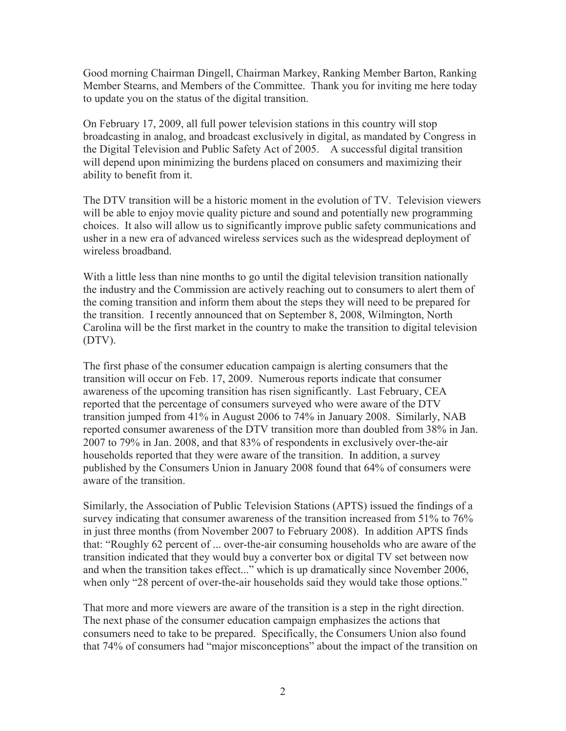Good morning Chairman Dingell, Chairman Markey, Ranking Member Barton, Ranking Member Stearns, and Members of the Committee. Thank you for inviting me here today to update you on the status of the digital transition.

On February 17, 2009, all full power television stations in this country will stop broadcasting in analog, and broadcast exclusively in digital, as mandated by Congress in the Digital Television and Public Safety Act of 2005. A successful digital transition will depend upon minimizing the burdens placed on consumers and maximizing their ability to benefit from it.

The DTV transition will be a historic moment in the evolution of TV. Television viewers will be able to enjoy movie quality picture and sound and potentially new programming choices. It also will allow us to significantly improve public safety communications and usher in a new era of advanced wireless services such as the widespread deployment of wireless broadband.

With a little less than nine months to go until the digital television transition nationally the industry and the Commission are actively reaching out to consumers to alert them of the coming transition and inform them about the steps they will need to be prepared for the transition. I recently announced that on September 8, 2008, Wilmington, North Carolina will be the first market in the country to make the transition to digital television (DTV).

The first phase of the consumer education campaign is alerting consumers that the transition will occur on Feb. 17, 2009. Numerous reports indicate that consumer awareness of the upcoming transition has risen significantly. Last February, CEA reported that the percentage of consumers surveyed who were aware of the DTV transition jumped from 41% in August 2006 to 74% in January 2008. Similarly, NAB reported consumer awareness of the DTV transition more than doubled from 38% in Jan. 2007 to 79% in Jan. 2008, and that 83% of respondents in exclusively over-the-air households reported that they were aware of the transition. In addition, a survey published by the Consumers Union in January 2008 found that 64% of consumers were aware of the transition.

Similarly, the Association of Public Television Stations (APTS) issued the findings of a survey indicating that consumer awareness of the transition increased from 51% to 76% in just three months (from November 2007 to February 2008). In addition APTS finds that: "Roughly 62 percent of ... over-the-air consuming households who are aware of the transition indicated that they would buy a converter box or digital TV set between now and when the transition takes effect..." which is up dramatically since November 2006, when only "28 percent of over-the-air households said they would take those options."

That more and more viewers are aware of the transition is a step in the right direction. The next phase of the consumer education campaign emphasizes the actions that consumers need to take to be prepared. Specifically, the Consumers Union also found that 74% of consumers had "major misconceptions" about the impact of the transition on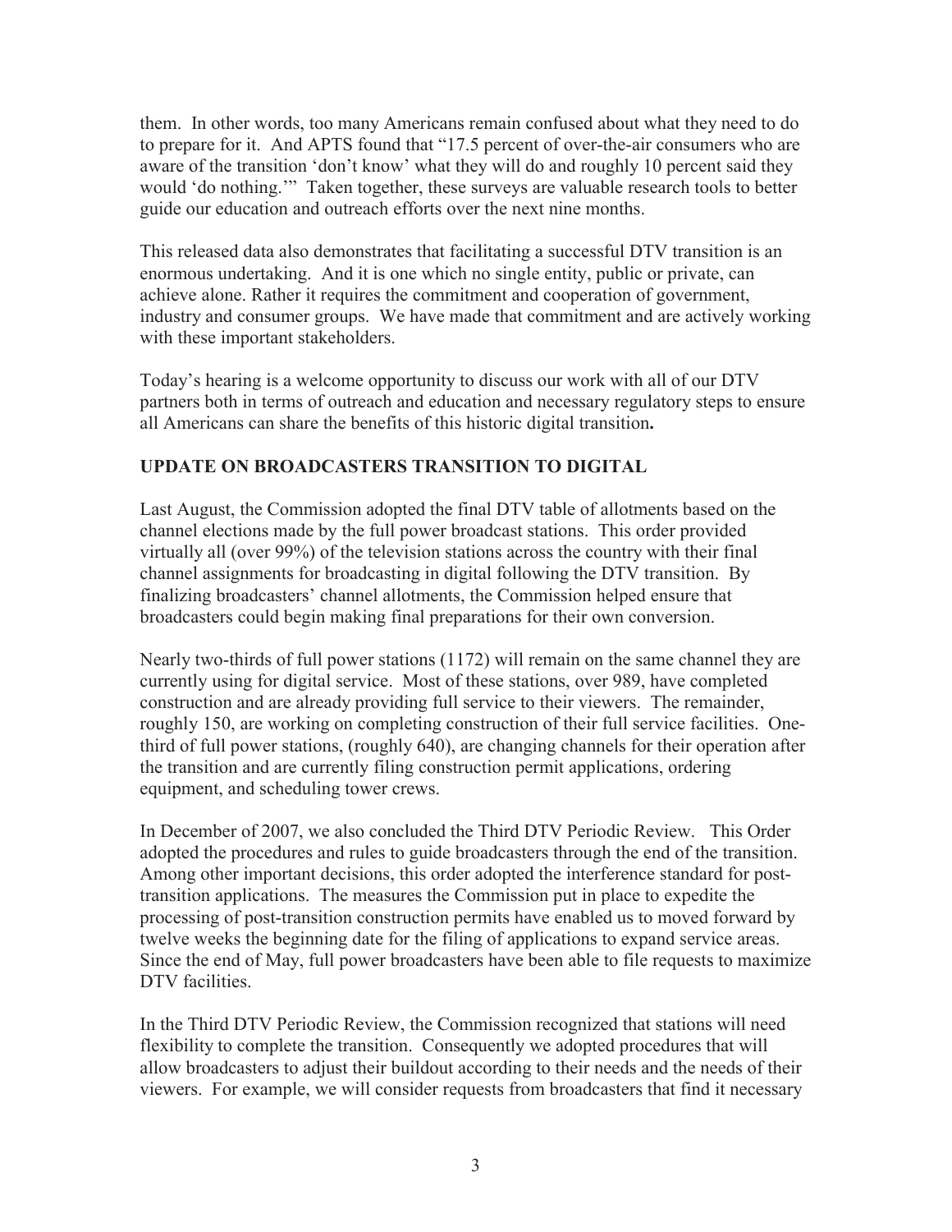them. In other words, too many Americans remain confused about what they need to do to prepare for it. And APTS found that "17.5 percent of over-the-air consumers who are aware of the transition 'don't know' what they will do and roughly 10 percent said they would 'do nothing.'" Taken together, these surveys are valuable research tools to better guide our education and outreach efforts over the next nine months.

This released data also demonstrates that facilitating a successful DTV transition is an enormous undertaking. And it is one which no single entity, public or private, can achieve alone. Rather it requires the commitment and cooperation of government, industry and consumer groups. We have made that commitment and are actively working with these important stakeholders.

Today's hearing is a welcome opportunity to discuss our work with all of our DTV partners both in terms of outreach and education and necessary regulatory steps to ensure all Americans can share the benefits of this historic digital transition**.**

## UPDATE ON BROADCASTERS TRANSITION TO DIGITAL

Last August, the Commission adopted the final DTV table of allotments based on the channel elections made by the full power broadcast stations. This order provided virtually all (over 99%) of the television stations across the country with their final channel assignments for broadcasting in digital following the DTV transition. By finalizing broadcasters' channel allotments, the Commission helped ensure that broadcasters could begin making final preparations for their own conversion.

Nearly two-thirds of full power stations (1172) will remain on the same channel they are currently using for digital service. Most of these stations, over 989, have completed construction and are already providing full service to their viewers. The remainder, roughly 150, are working on completing construction of their full service facilities. One-third of full power stations, (roughly 640), are changing channels for their operation after the transition and are currently filing construction permit applications, ordering equipment, and scheduling tower crews.

In December of 2007, we also concluded the Third DTV Periodic Review. This Order adopted the procedures and rules to guide broadcasters through the end of the transition. Among other important decisions, this order adopted the interference standard for post-transition applications. The measures the Commission put in place to expedite the processing of post-transition construction permits have enabled us to moved forward by twelve weeks the beginning date for the filing of applications to expand service areas. Since the end of May, full power broadcasters have been able to file requests to maximize DTV facilities.

In the Third DTV Periodic Review, the Commission recognized that stations will need flexibility to complete the transition. Consequently we adopted procedures that will allow broadcasters to adjust their buildout according to their needs and the needs of their viewers. For example, we will consider requests from broadcasters that find it necessary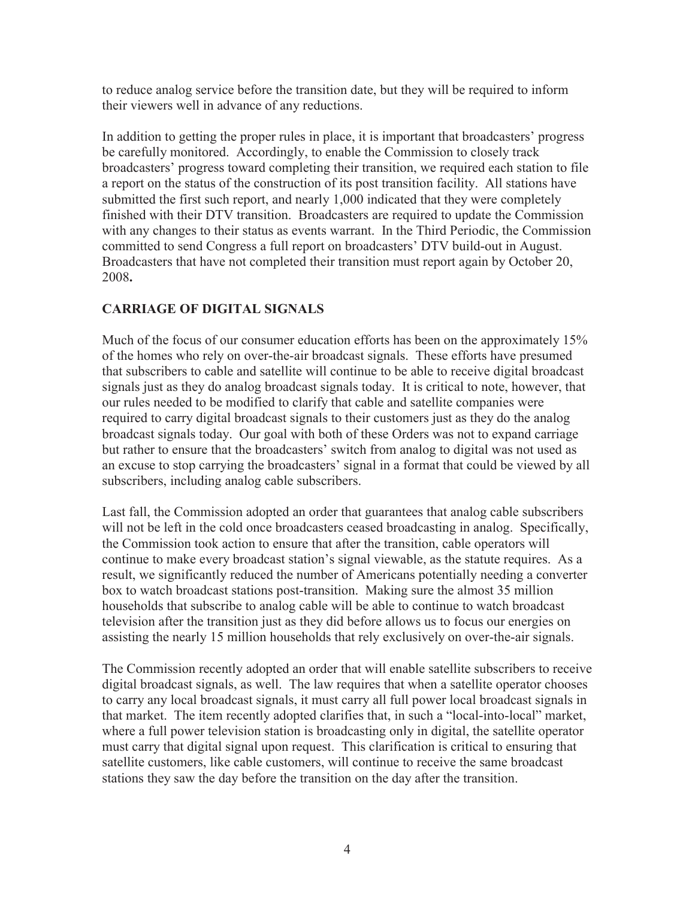to reduce analog service before the transition date, but they will be required to inform their viewers well in advance of any reductions.

In addition to getting the proper rules in place, it is important that broadcasters' progress be carefully monitored. Accordingly, to enable the Commission to closely track broadcasters' progress toward completing their transition, we required each station to file a report on the status of the construction of its post transition facility. All stations have submitted the first such report, and nearly 1,000 indicated that they were completely finished with their DTV transition. Broadcasters are required to update the Commission with any changes to their status as events warrant. In the Third Periodic, the Commission committed to send Congress a full report on broadcasters' DTV build-out in August. Broadcasters that have not completed their transition must report again by October 20, 2008**.**

## CARRIAGE OF DIGITAL SIGNALS

Much of the focus of our consumer education efforts has been on the approximately 15% of the homes who rely on over-the-air broadcast signals. These efforts have presumed that subscribers to cable and satellite will continue to be able to receive digital broadcast signals just as they do analog broadcast signals today. It is critical to note, however, that our rules needed to be modified to clarify that cable and satellite companies were required to carry digital broadcast signals to their customers just as they do the analog broadcast signals today. Our goal with both of these Orders was not to expand carriage but rather to ensure that the broadcasters' switch from analog to digital was not used as an excuse to stop carrying the broadcasters' signal in a format that could be viewed by all subscribers, including analog cable subscribers.

Last fall, the Commission adopted an order that guarantees that analog cable subscribers will not be left in the cold once broadcasters ceased broadcasting in analog. Specifically, the Commission took action to ensure that after the transition, cable operators will continue to make every broadcast station's signal viewable, as the statute requires. As a result, we significantly reduced the number of Americans potentially needing a converter box to watch broadcast stations post-transition. Making sure the almost 35 million households that subscribe to analog cable will be able to continue to watch broadcast television after the transition just as they did before allows us to focus our energies on assisting the nearly 15 million households that rely exclusively on over-the-air signals.

The Commission recently adopted an order that will enable satellite subscribers to receive digital broadcast signals, as well. The law requires that when a satellite operator chooses to carry any local broadcast signals, it must carry all full power local broadcast signals in that market. The item recently adopted clarifies that, in such a "local-into-local" market, where a full power television station is broadcasting only in digital, the satellite operator must carry that digital signal upon request. This clarification is critical to ensuring that satellite customers, like cable customers, will continue to receive the same broadcast stations they saw the day before the transition on the day after the transition.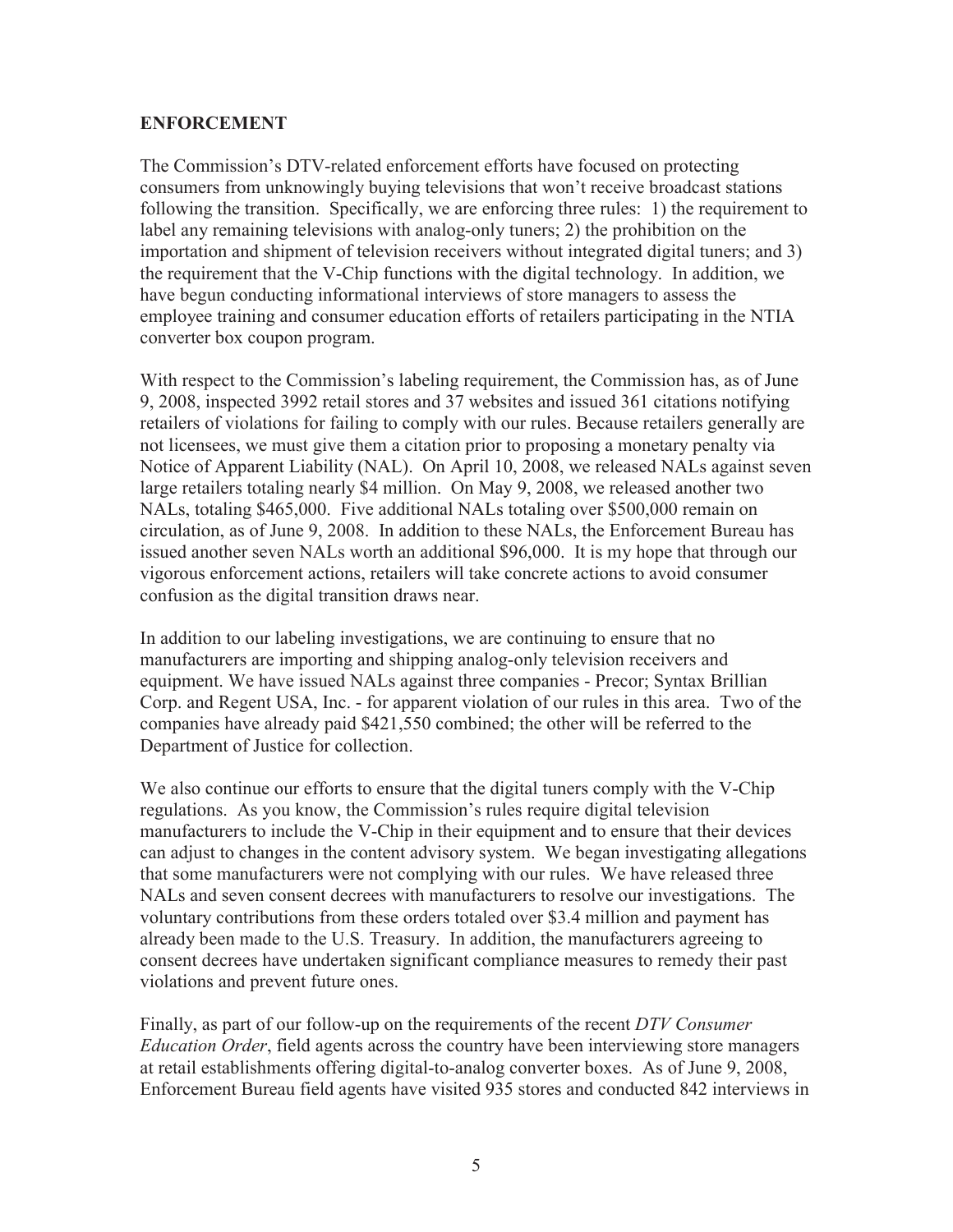## ENFORCEMENT

The Commission's DTV-related enforcement efforts have focused on protecting consumers from unknowingly buying televisions that won't receive broadcast stations following the transition. Specifically, we are enforcing three rules: 1) the requirement to label any remaining televisions with analog-only tuners; 2) the prohibition on the importation and shipment of television receivers without integrated digital tuners; and 3) the requirement that the V-Chip functions with the digital technology. In addition, we have begun conducting informational interviews of store managers to assess the employee training and consumer education efforts of retailers participating in the NTIA converter box coupon program.

With respect to the Commission's labeling requirement, the Commission has, as of June 9, 2008, inspected 3992 retail stores and 37 websites and issued 361 citations notifying retailers of violations for failing to comply with our rules. Because retailers generally are not licensees, we must give them a citation prior to proposing a monetary penalty via Notice of Apparent Liability (NAL). On April 10, 2008, we released NALs against seven large retailers totaling nearly $4 million. On May 9, 2008, we released another two NALs, totaling $465,000. Five additional NALs totaling over $500,000 remain on circulation, as of June 9, 2008. In addition to these NALs, the Enforcement Bureau has issued another seven NALs worth an additional $96,000. It is my hope that through our vigorous enforcement actions, retailers will take concrete actions to avoid consumer confusion as the digital transition draws near.

In addition to our labeling investigations, we are continuing to ensure that no manufacturers are importing and shipping analog-only television receivers and equipment. We have issued NALs against three companies - Precor; Syntax Brillian Corp. and Regent USA, Inc. - for apparent violation of our rules in this area. Two of the companies have already paid $421,550 combined; the other will be referred to the Department of Justice for collection.

We also continue our efforts to ensure that the digital tuners comply with the V-Chip regulations. As you know, the Commission's rules require digital television manufacturers to include the V-Chip in their equipment and to ensure that their devices can adjust to changes in the content advisory system. We began investigating allegations that some manufacturers were not complying with our rules. We have released three NALs and seven consent decrees with manufacturers to resolve our investigations. The voluntary contributions from these orders totaled over $3.4 million and payment has already been made to the U.S. Treasury. In addition, the manufacturers agreeing to consent decrees have undertaken significant compliance measures to remedy their past violations and prevent future ones.

Finally, as part of our follow-up on the requirements of the recent *DTV Consumer Education Order*, field agents across the country have been interviewing store managers at retail establishments offering digital-to-analog converter boxes. As of June 9, 2008, Enforcement Bureau field agents have visited 935 stores and conducted 842 interviews in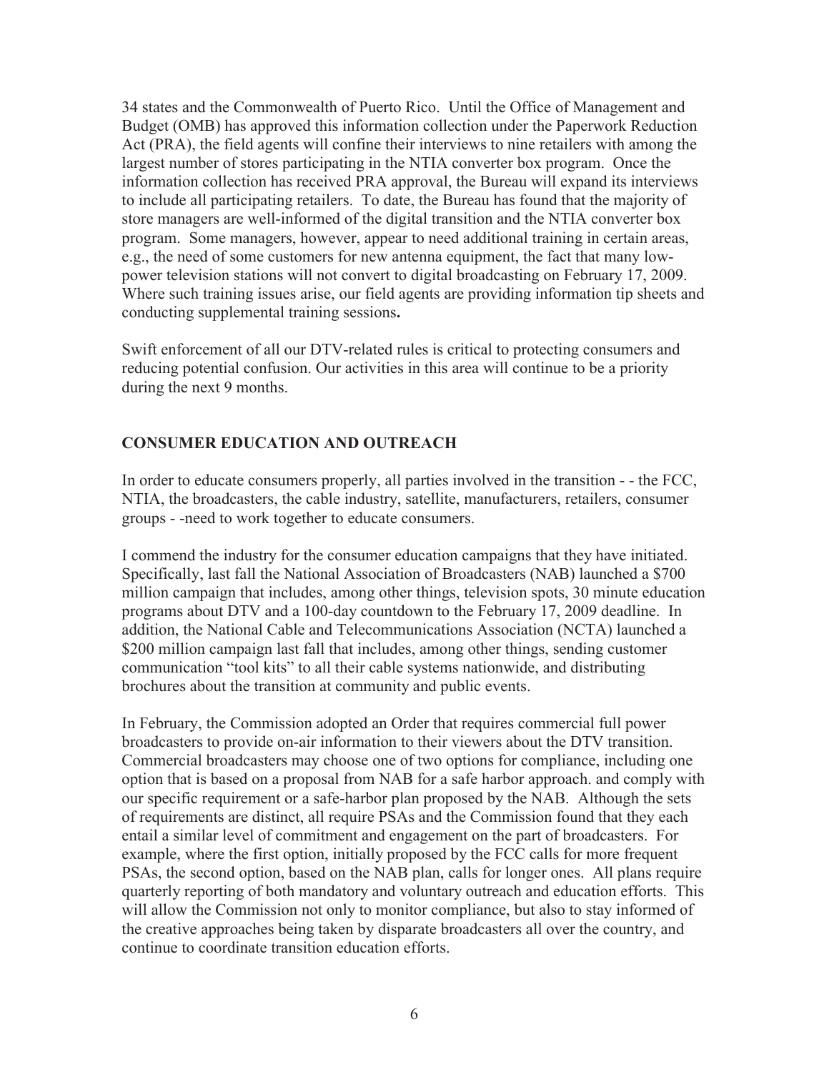34 states and the Commonwealth of Puerto Rico. Until the Office of Management and Budget (OMB) has approved this information collection under the Paperwork Reduction Act (PRA), the field agents will confine their interviews to nine retailers with among the largest number of stores participating in the NTIA converter box program. Once the information collection has received PRA approval, the Bureau will expand its interviews to include all participating retailers. To date, the Bureau has found that the majority of store managers are well-informed of the digital transition and the NTIA converter box program. Some managers, however, appear to need additional training in certain areas, e.g., the need of some customers for new antenna equipment, the fact that many low-power television stations will not convert to digital broadcasting on February 17, 2009. Where such training issues arise, our field agents are providing information tip sheets and conducting supplemental training sessions**.**

Swift enforcement of all our DTV-related rules is critical to protecting consumers and reducing potential confusion. Our activities in this area will continue to be a priority during the next 9 months.

## CONSUMER EDUCATION AND OUTREACH

In order to educate consumers properly, all parties involved in the transition - - the FCC, NTIA, the broadcasters, the cable industry, satellite, manufacturers, retailers, consumer groups - -need to work together to educate consumers.

I commend the industry for the consumer education campaigns that they have initiated. Specifically, last fall the National Association of Broadcasters (NAB) launched a $700 million campaign that includes, among other things, television spots, 30 minute education programs about DTV and a 100-day countdown to the February 17, 2009 deadline. In addition, the National Cable and Telecommunications Association (NCTA) launched a $200 million campaign last fall that includes, among other things, sending customer communication "tool kits" to all their cable systems nationwide, and distributing brochures about the transition at community and public events.

In February, the Commission adopted an Order that requires commercial full power broadcasters to provide on-air information to their viewers about the DTV transition. Commercial broadcasters may choose one of two options for compliance, including one option that is based on a proposal from NAB for a safe harbor approach. and comply with our specific requirement or a safe-harbor plan proposed by the NAB. Although the sets of requirements are distinct, all require PSAs and the Commission found that they each entail a similar level of commitment and engagement on the part of broadcasters. For example, where the first option, initially proposed by the FCC calls for more frequent PSAs, the second option, based on the NAB plan, calls for longer ones. All plans require quarterly reporting of both mandatory and voluntary outreach and education efforts. This will allow the Commission not only to monitor compliance, but also to stay informed of the creative approaches being taken by disparate broadcasters all over the country, and continue to coordinate transition education efforts.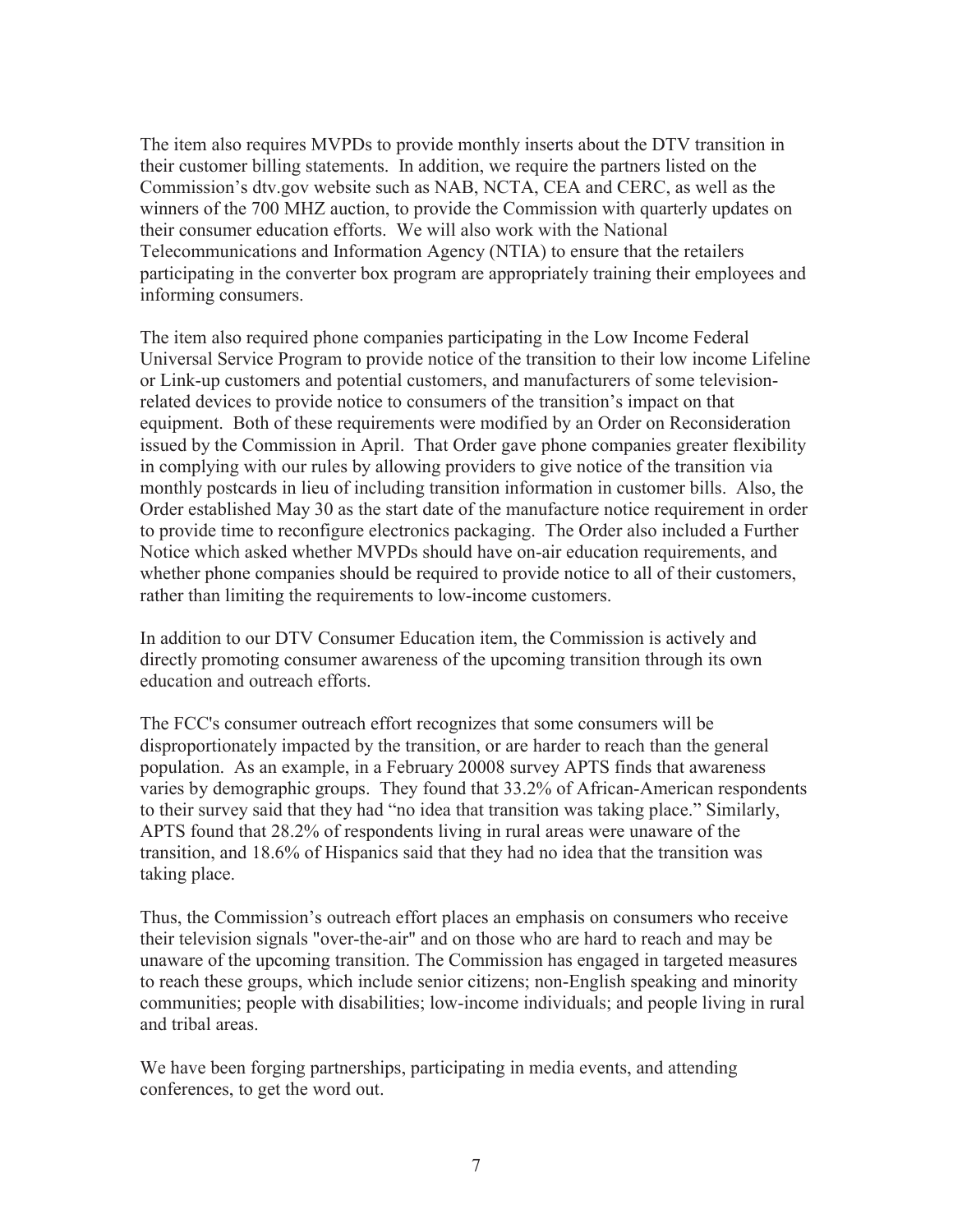The item also requires MVPDs to provide monthly inserts about the DTV transition in their customer billing statements. In addition, we require the partners listed on the Commission's dtv.gov website such as NAB, NCTA, CEA and CERC, as well as the winners of the 700 MHZ auction, to provide the Commission with quarterly updates on their consumer education efforts. We will also work with the National Telecommunications and Information Agency (NTIA) to ensure that the retailers participating in the converter box program are appropriately training their employees and informing consumers.

The item also required phone companies participating in the Low Income Federal Universal Service Program to provide notice of the transition to their low income Lifeline or Link-up customers and potential customers, and manufacturers of some television-related devices to provide notice to consumers of the transition's impact on that equipment. Both of these requirements were modified by an Order on Reconsideration issued by the Commission in April. That Order gave phone companies greater flexibility in complying with our rules by allowing providers to give notice of the transition via monthly postcards in lieu of including transition information in customer bills. Also, the Order established May 30 as the start date of the manufacture notice requirement in order to provide time to reconfigure electronics packaging. The Order also included a Further Notice which asked whether MVPDs should have on-air education requirements, and whether phone companies should be required to provide notice to all of their customers, rather than limiting the requirements to low-income customers.

In addition to our DTV Consumer Education item, the Commission is actively and directly promoting consumer awareness of the upcoming transition through its own education and outreach efforts.

The FCC's consumer outreach effort recognizes that some consumers will be disproportionately impacted by the transition, or are harder to reach than the general population. As an example, in a February 20008 survey APTS finds that awareness varies by demographic groups. They found that 33.2% of African-American respondents to their survey said that they had "no idea that transition was taking place." Similarly, APTS found that 28.2% of respondents living in rural areas were unaware of the transition, and 18.6% of Hispanics said that they had no idea that the transition was taking place.

Thus, the Commission's outreach effort places an emphasis on consumers who receive their television signals "over-the-air" and on those who are hard to reach and may be unaware of the upcoming transition. The Commission has engaged in targeted measures to reach these groups, which include senior citizens; non-English speaking and minority communities; people with disabilities; low-income individuals; and people living in rural and tribal areas.

We have been forging partnerships, participating in media events, and attending conferences, to get the word out.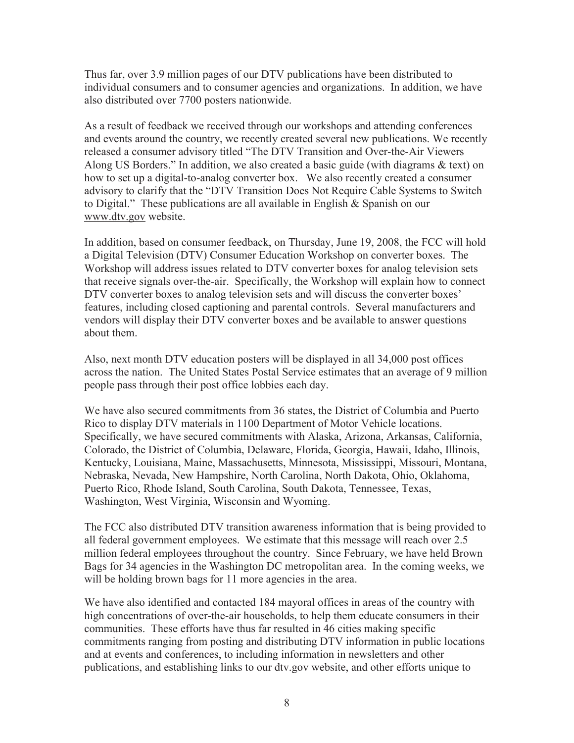Thus far, over 3.9 million pages of our DTV publications have been distributed to individual consumers and to consumer agencies and organizations. In addition, we have also distributed over 7700 posters nationwide.

As a result of feedback we received through our workshops and attending conferences and events around the country, we recently created several new publications. We recently released a consumer advisory titled "The DTV Transition and Over-the-Air Viewers Along US Borders." In addition, we also created a basic guide (with diagrams & text) on how to set up a digital-to-analog converter box. We also recently created a consumer advisory to clarify that the "DTV Transition Does Not Require Cable Systems to Switch to Digital." These publications are all available in English & Spanish on our www.dtv.gov website.

In addition, based on consumer feedback, on Thursday, June 19, 2008, the FCC will hold a Digital Television (DTV) Consumer Education Workshop on converter boxes. The Workshop will address issues related to DTV converter boxes for analog television sets that receive signals over-the-air. Specifically, the Workshop will explain how to connect DTV converter boxes to analog television sets and will discuss the converter boxes' features, including closed captioning and parental controls. Several manufacturers and vendors will display their DTV converter boxes and be available to answer questions about them.

Also, next month DTV education posters will be displayed in all 34,000 post offices across the nation. The United States Postal Service estimates that an average of 9 million people pass through their post office lobbies each day.

We have also secured commitments from 36 states, the District of Columbia and Puerto Rico to display DTV materials in 1100 Department of Motor Vehicle locations. Specifically, we have secured commitments with Alaska, Arizona, Arkansas, California, Colorado, the District of Columbia, Delaware, Florida, Georgia, Hawaii, Idaho, Illinois, Kentucky, Louisiana, Maine, Massachusetts, Minnesota, Mississippi, Missouri, Montana, Nebraska, Nevada, New Hampshire, North Carolina, North Dakota, Ohio, Oklahoma, Puerto Rico, Rhode Island, South Carolina, South Dakota, Tennessee, Texas, Washington, West Virginia, Wisconsin and Wyoming.

The FCC also distributed DTV transition awareness information that is being provided to all federal government employees. We estimate that this message will reach over 2.5 million federal employees throughout the country. Since February, we have held Brown Bags for 34 agencies in the Washington DC metropolitan area. In the coming weeks, we will be holding brown bags for 11 more agencies in the area.

We have also identified and contacted 184 mayoral offices in areas of the country with high concentrations of over-the-air households, to help them educate consumers in their communities. These efforts have thus far resulted in 46 cities making specific commitments ranging from posting and distributing DTV information in public locations and at events and conferences, to including information in newsletters and other publications, and establishing links to our dtv.gov website, and other efforts unique to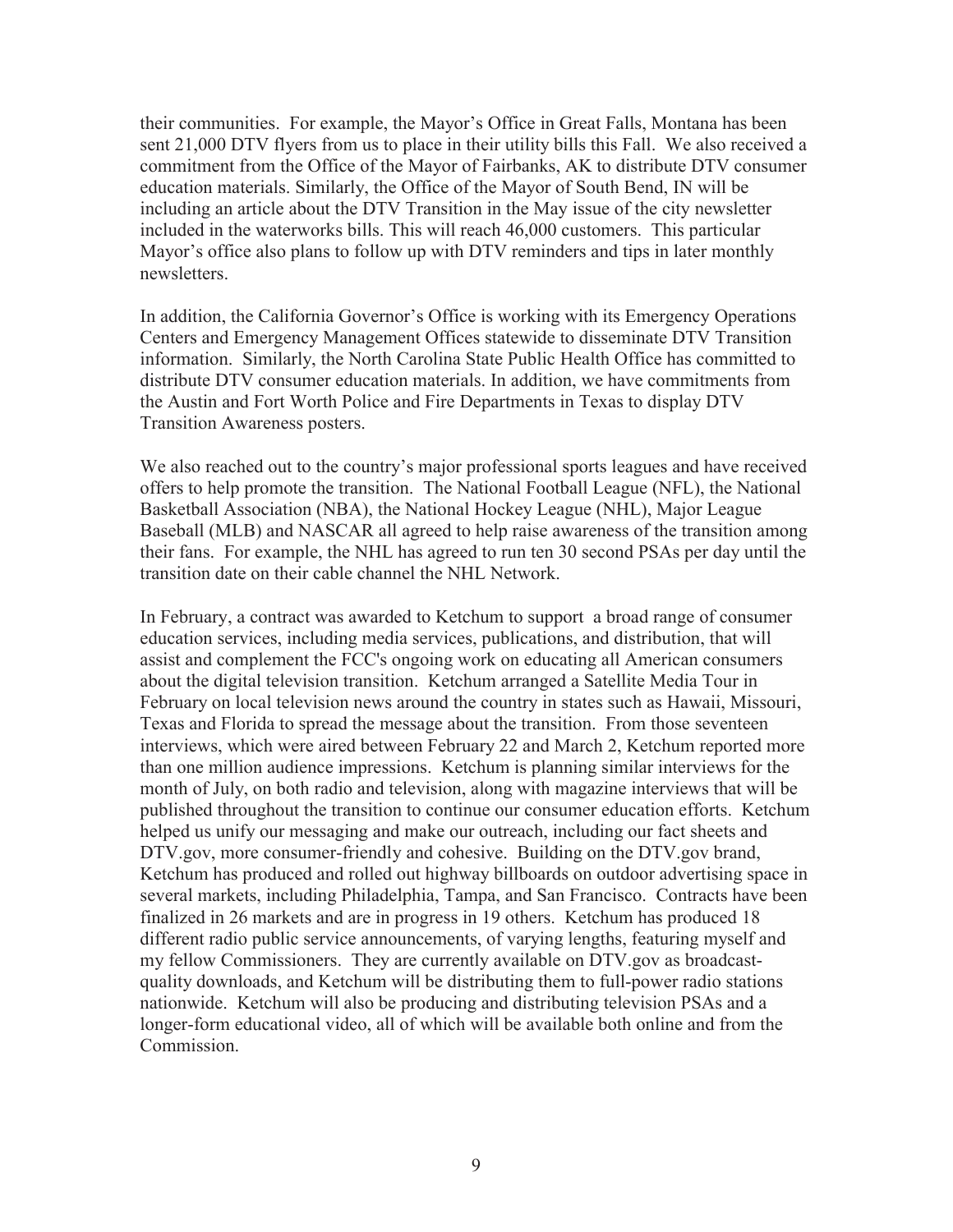their communities. For example, the Mayor's Office in Great Falls, Montana has been sent 21,000 DTV flyers from us to place in their utility bills this Fall. We also received a commitment from the Office of the Mayor of Fairbanks, AK to distribute DTV consumer education materials. Similarly, the Office of the Mayor of South Bend, IN will be including an article about the DTV Transition in the May issue of the city newsletter included in the waterworks bills. This will reach 46,000 customers. This particular Mayor's office also plans to follow up with DTV reminders and tips in later monthly newsletters.

In addition, the California Governor's Office is working with its Emergency Operations Centers and Emergency Management Offices statewide to disseminate DTV Transition information. Similarly, the North Carolina State Public Health Office has committed to distribute DTV consumer education materials. In addition, we have commitments from the Austin and Fort Worth Police and Fire Departments in Texas to display DTV Transition Awareness posters.

We also reached out to the country's major professional sports leagues and have received offers to help promote the transition. The National Football League (NFL), the National Basketball Association (NBA), the National Hockey League (NHL), Major League Baseball (MLB) and NASCAR all agreed to help raise awareness of the transition among their fans. For example, the NHL has agreed to run ten 30 second PSAs per day until the transition date on their cable channel the NHL Network.

In February, a contract was awarded to Ketchum to support a broad range of consumer education services, including media services, publications, and distribution, that will assist and complement the FCC's ongoing work on educating all American consumers about the digital television transition. Ketchum arranged a Satellite Media Tour in February on local television news around the country in states such as Hawaii, Missouri, Texas and Florida to spread the message about the transition. From those seventeen interviews, which were aired between February 22 and March 2, Ketchum reported more than one million audience impressions. Ketchum is planning similar interviews for the month of July, on both radio and television, along with magazine interviews that will be published throughout the transition to continue our consumer education efforts. Ketchum helped us unify our messaging and make our outreach, including our fact sheets and DTV.gov, more consumer-friendly and cohesive. Building on the DTV.gov brand, Ketchum has produced and rolled out highway billboards on outdoor advertising space in several markets, including Philadelphia, Tampa, and San Francisco. Contracts have been finalized in 26 markets and are in progress in 19 others. Ketchum has produced 18 different radio public service announcements, of varying lengths, featuring myself and my fellow Commissioners. They are currently available on DTV.gov as broadcast-quality downloads, and Ketchum will be distributing them to full-power radio stations nationwide. Ketchum will also be producing and distributing television PSAs and a longer-form educational video, all of which will be available both online and from the Commission.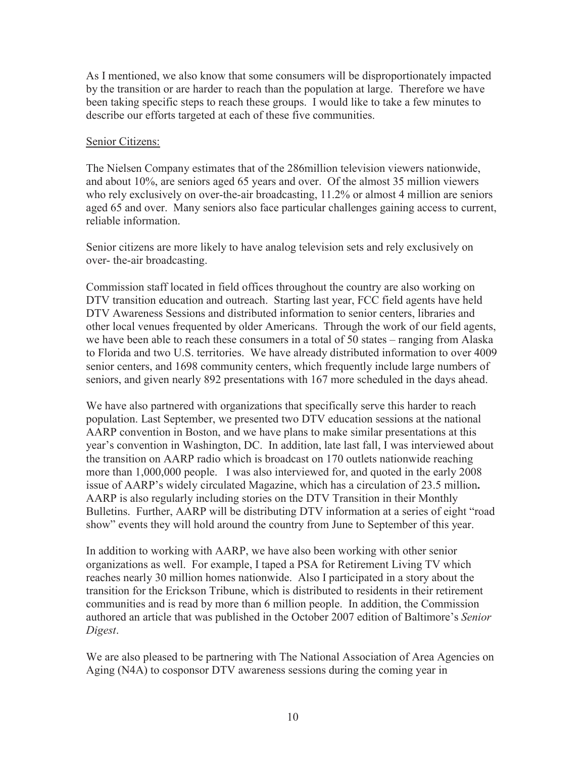As I mentioned, we also know that some consumers will be disproportionately impacted by the transition or are harder to reach than the population at large. Therefore we have been taking specific steps to reach these groups. I would like to take a few minutes to describe our efforts targeted at each of these five communities.

Senior Citizens:

The Nielsen Company estimates that of the 286million television viewers nationwide, and about 10%, are seniors aged 65 years and over. Of the almost 35 million viewers who rely exclusively on over-the-air broadcasting, 11.2% or almost 4 million are seniors aged 65 and over. Many seniors also face particular challenges gaining access to current, reliable information.

Senior citizens are more likely to have analog television sets and rely exclusively on over- the-air broadcasting.

Commission staff located in field offices throughout the country are also working on DTV transition education and outreach. Starting last year, FCC field agents have held DTV Awareness Sessions and distributed information to senior centers, libraries and other local venues frequented by older Americans. Through the work of our field agents, we have been able to reach these consumers in a total of 50 states – ranging from Alaska to Florida and two U.S. territories. We have already distributed information to over 4009 senior centers, and 1698 community centers, which frequently include large numbers of seniors, and given nearly 892 presentations with 167 more scheduled in the days ahead.

We have also partnered with organizations that specifically serve this harder to reach population. Last September, we presented two DTV education sessions at the national AARP convention in Boston, and we have plans to make similar presentations at this year's convention in Washington, DC. In addition, late last fall, I was interviewed about the transition on AARP radio which is broadcast on 170 outlets nationwide reaching more than 1,000,000 people. I was also interviewed for, and quoted in the early 2008 issue of AARP's widely circulated Magazine, which has a circulation of 23.5 million**.** AARP is also regularly including stories on the DTV Transition in their Monthly Bulletins. Further, AARP will be distributing DTV information at a series of eight "road show" events they will hold around the country from June to September of this year.

In addition to working with AARP, we have also been working with other senior organizations as well. For example, I taped a PSA for Retirement Living TV which reaches nearly 30 million homes nationwide. Also I participated in a story about the transition for the Erickson Tribune, which is distributed to residents in their retirement communities and is read by more than 6 million people. In addition, the Commission authored an article that was published in the October 2007 edition of Baltimore's *Senior Digest*.

We are also pleased to be partnering with The National Association of Area Agencies on Aging (N4A) to cosponsor DTV awareness sessions during the coming year in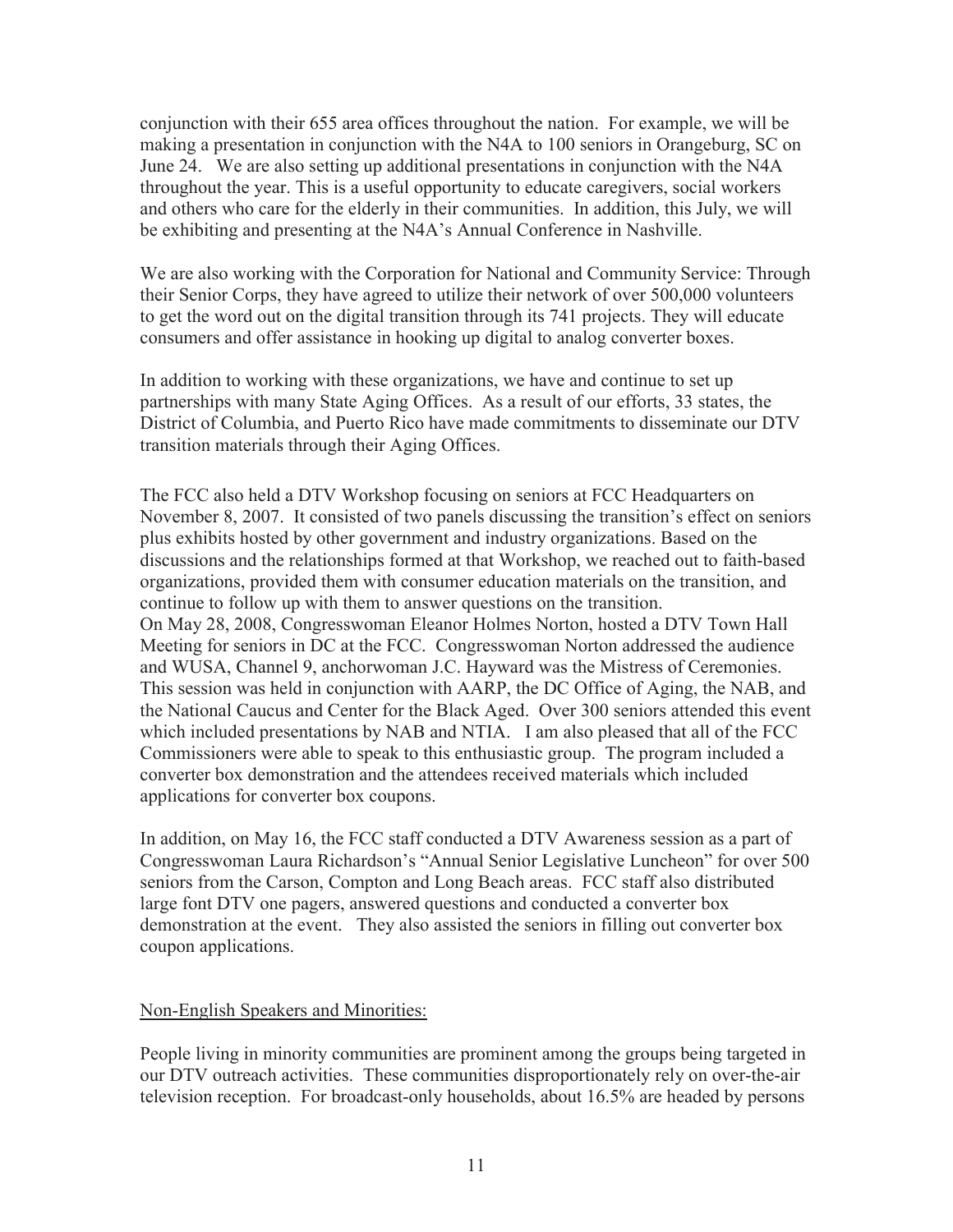conjunction with their 655 area offices throughout the nation. For example, we will be making a presentation in conjunction with the N4A to 100 seniors in Orangeburg, SC on June 24. We are also setting up additional presentations in conjunction with the N4A throughout the year. This is a useful opportunity to educate caregivers, social workers and others who care for the elderly in their communities. In addition, this July, we will be exhibiting and presenting at the N4A's Annual Conference in Nashville.

We are also working with the Corporation for National and Community Service: Through their Senior Corps, they have agreed to utilize their network of over 500,000 volunteers to get the word out on the digital transition through its 741 projects. They will educate consumers and offer assistance in hooking up digital to analog converter boxes.

In addition to working with these organizations, we have and continue to set up partnerships with many State Aging Offices. As a result of our efforts, 33 states, the District of Columbia, and Puerto Rico have made commitments to disseminate our DTV transition materials through their Aging Offices.

The FCC also held a DTV Workshop focusing on seniors at FCC Headquarters on November 8, 2007. It consisted of two panels discussing the transition's effect on seniors plus exhibits hosted by other government and industry organizations. Based on the discussions and the relationships formed at that Workshop, we reached out to faith-based organizations, provided them with consumer education materials on the transition, and continue to follow up with them to answer questions on the transition.

On May 28, 2008, Congresswoman Eleanor Holmes Norton, hosted a DTV Town Hall Meeting for seniors in DC at the FCC. Congresswoman Norton addressed the audience and WUSA, Channel 9, anchorwoman J.C. Hayward was the Mistress of Ceremonies. This session was held in conjunction with AARP, the DC Office of Aging, the NAB, and the National Caucus and Center for the Black Aged. Over 300 seniors attended this event which included presentations by NAB and NTIA. I am also pleased that all of the FCC Commissioners were able to speak to this enthusiastic group. The program included a converter box demonstration and the attendees received materials which included applications for converter box coupons.

In addition, on May 16, the FCC staff conducted a DTV Awareness session as a part of Congresswoman Laura Richardson's "Annual Senior Legislative Luncheon" for over 500 seniors from the Carson, Compton and Long Beach areas. FCC staff also distributed large font DTV one pagers, answered questions and conducted a converter box demonstration at the event. They also assisted the seniors in filling out converter box coupon applications.

Non-English Speakers and Minorities:

People living in minority communities are prominent among the groups being targeted in our DTV outreach activities. These communities disproportionately rely on over-the-air television reception. For broadcast-only households, about 16.5% are headed by persons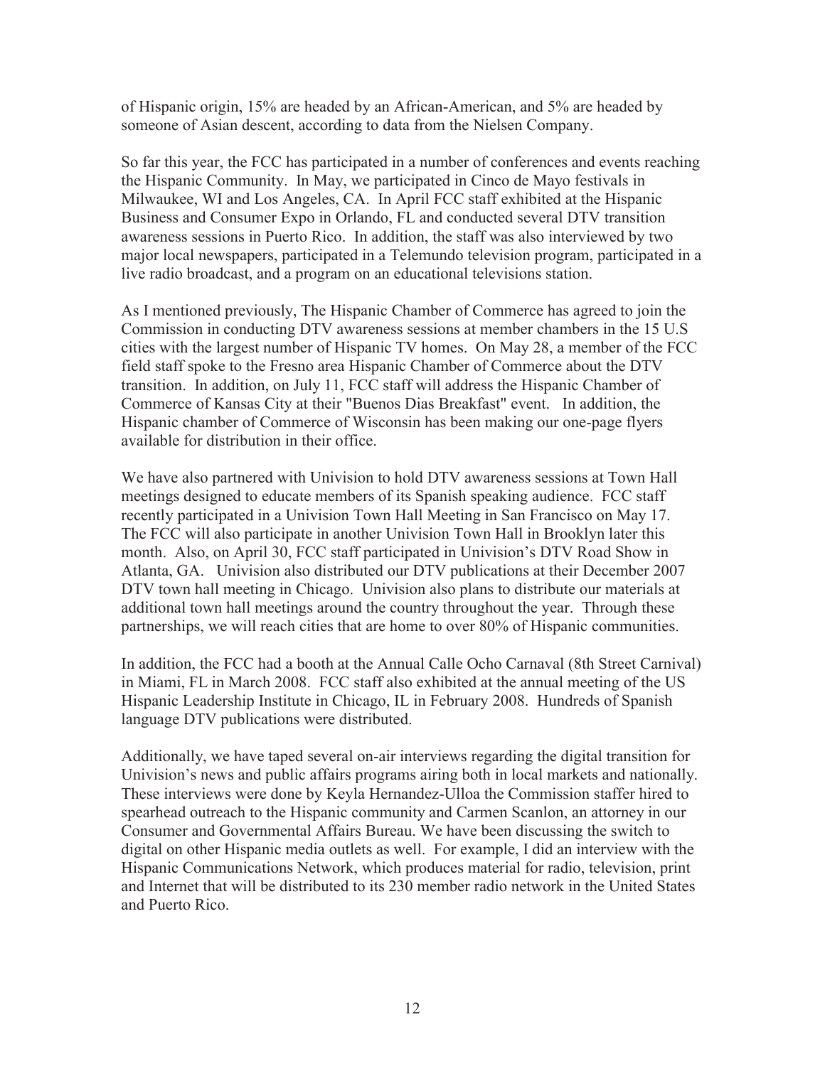of Hispanic origin, 15% are headed by an African-American, and 5% are headed by someone of Asian descent, according to data from the Nielsen Company.

So far this year, the FCC has participated in a number of conferences and events reaching the Hispanic Community. In May, we participated in Cinco de Mayo festivals in Milwaukee, WI and Los Angeles, CA. In April FCC staff exhibited at the Hispanic Business and Consumer Expo in Orlando, FL and conducted several DTV transition awareness sessions in Puerto Rico. In addition, the staff was also interviewed by two major local newspapers, participated in a Telemundo television program, participated in a live radio broadcast, and a program on an educational televisions station.

As I mentioned previously, The Hispanic Chamber of Commerce has agreed to join the Commission in conducting DTV awareness sessions at member chambers in the 15 U.S cities with the largest number of Hispanic TV homes. On May 28, a member of the FCC field staff spoke to the Fresno area Hispanic Chamber of Commerce about the DTV transition. In addition, on July 11, FCC staff will address the Hispanic Chamber of Commerce of Kansas City at their "Buenos Dias Breakfast" event. In addition, the Hispanic chamber of Commerce of Wisconsin has been making our one-page flyers available for distribution in their office.

We have also partnered with Univision to hold DTV awareness sessions at Town Hall meetings designed to educate members of its Spanish speaking audience. FCC staff recently participated in a Univision Town Hall Meeting in San Francisco on May 17. The FCC will also participate in another Univision Town Hall in Brooklyn later this month. Also, on April 30, FCC staff participated in Univision's DTV Road Show in Atlanta, GA. Univision also distributed our DTV publications at their December 2007 DTV town hall meeting in Chicago. Univision also plans to distribute our materials at additional town hall meetings around the country throughout the year. Through these partnerships, we will reach cities that are home to over 80% of Hispanic communities.

In addition, the FCC had a booth at the Annual Calle Ocho Carnaval (8th Street Carnival) in Miami, FL in March 2008. FCC staff also exhibited at the annual meeting of the US Hispanic Leadership Institute in Chicago, IL in February 2008. Hundreds of Spanish language DTV publications were distributed.

Additionally, we have taped several on-air interviews regarding the digital transition for Univision's news and public affairs programs airing both in local markets and nationally. These interviews were done by Keyla Hernandez-Ulloa the Commission staffer hired to spearhead outreach to the Hispanic community and Carmen Scanlon, an attorney in our Consumer and Governmental Affairs Bureau. We have been discussing the switch to digital on other Hispanic media outlets as well. For example, I did an interview with the Hispanic Communications Network, which produces material for radio, television, print and Internet that will be distributed to its 230 member radio network in the United States and Puerto Rico.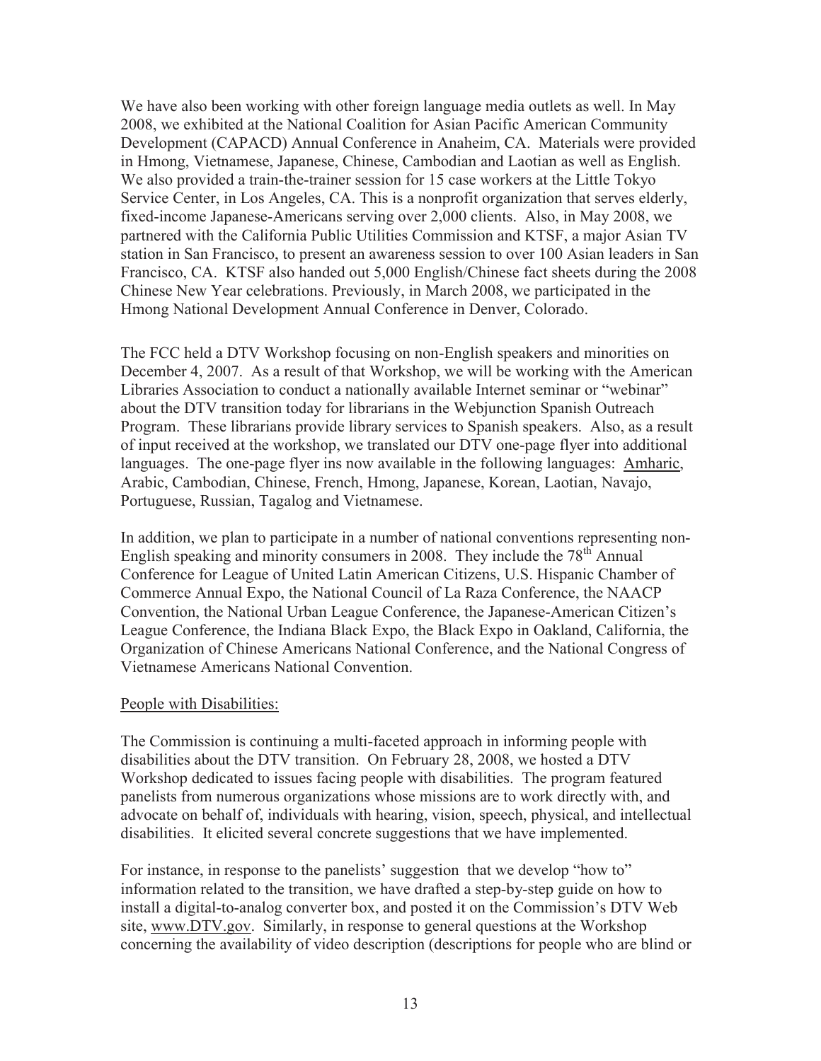We have also been working with other foreign language media outlets as well. In May 2008, we exhibited at the National Coalition for Asian Pacific American Community Development (CAPACD) Annual Conference in Anaheim, CA. Materials were provided in Hmong, Vietnamese, Japanese, Chinese, Cambodian and Laotian as well as English. We also provided a train-the-trainer session for 15 case workers at the Little Tokyo Service Center, in Los Angeles, CA. This is a nonprofit organization that serves elderly, fixed-income Japanese-Americans serving over 2,000 clients. Also, in May 2008, we partnered with the California Public Utilities Commission and KTSF, a major Asian TV station in San Francisco, to present an awareness session to over 100 Asian leaders in San Francisco, CA. KTSF also handed out 5,000 English/Chinese fact sheets during the 2008 Chinese New Year celebrations. Previously, in March 2008, we participated in the Hmong National Development Annual Conference in Denver, Colorado.

The FCC held a DTV Workshop focusing on non-English speakers and minorities on December 4, 2007. As a result of that Workshop, we will be working with the American Libraries Association to conduct a nationally available Internet seminar or "webinar" about the DTV transition today for librarians in the Webjunction Spanish Outreach Program. These librarians provide library services to Spanish speakers. Also, as a result of input received at the workshop, we translated our DTV one-page flyer into additional languages. The one-page flyer ins now available in the following languages: Amharic, Arabic, Cambodian, Chinese, French, Hmong, Japanese, Korean, Laotian, Navajo, Portuguese, Russian, Tagalog and Vietnamese.

In addition, we plan to participate in a number of national conventions representing non-English speaking and minority consumers in 2008. They include the 78th Annual Conference for League of United Latin American Citizens, U.S. Hispanic Chamber of Commerce Annual Expo, the National Council of La Raza Conference, the NAACP Convention, the National Urban League Conference, the Japanese-American Citizen's League Conference, the Indiana Black Expo, the Black Expo in Oakland, California, the Organization of Chinese Americans National Conference, and the National Congress of Vietnamese Americans National Convention.

People with Disabilities:

The Commission is continuing a multi-faceted approach in informing people with disabilities about the DTV transition. On February 28, 2008, we hosted a DTV Workshop dedicated to issues facing people with disabilities. The program featured panelists from numerous organizations whose missions are to work directly with, and advocate on behalf of, individuals with hearing, vision, speech, physical, and intellectual disabilities. It elicited several concrete suggestions that we have implemented.

For instance, in response to the panelists' suggestion that we develop "how to" information related to the transition, we have drafted a step-by-step guide on how to install a digital-to-analog converter box, and posted it on the Commission's DTV Web site, www.DTV.gov. Similarly, in response to general questions at the Workshop concerning the availability of video description (descriptions for people who are blind or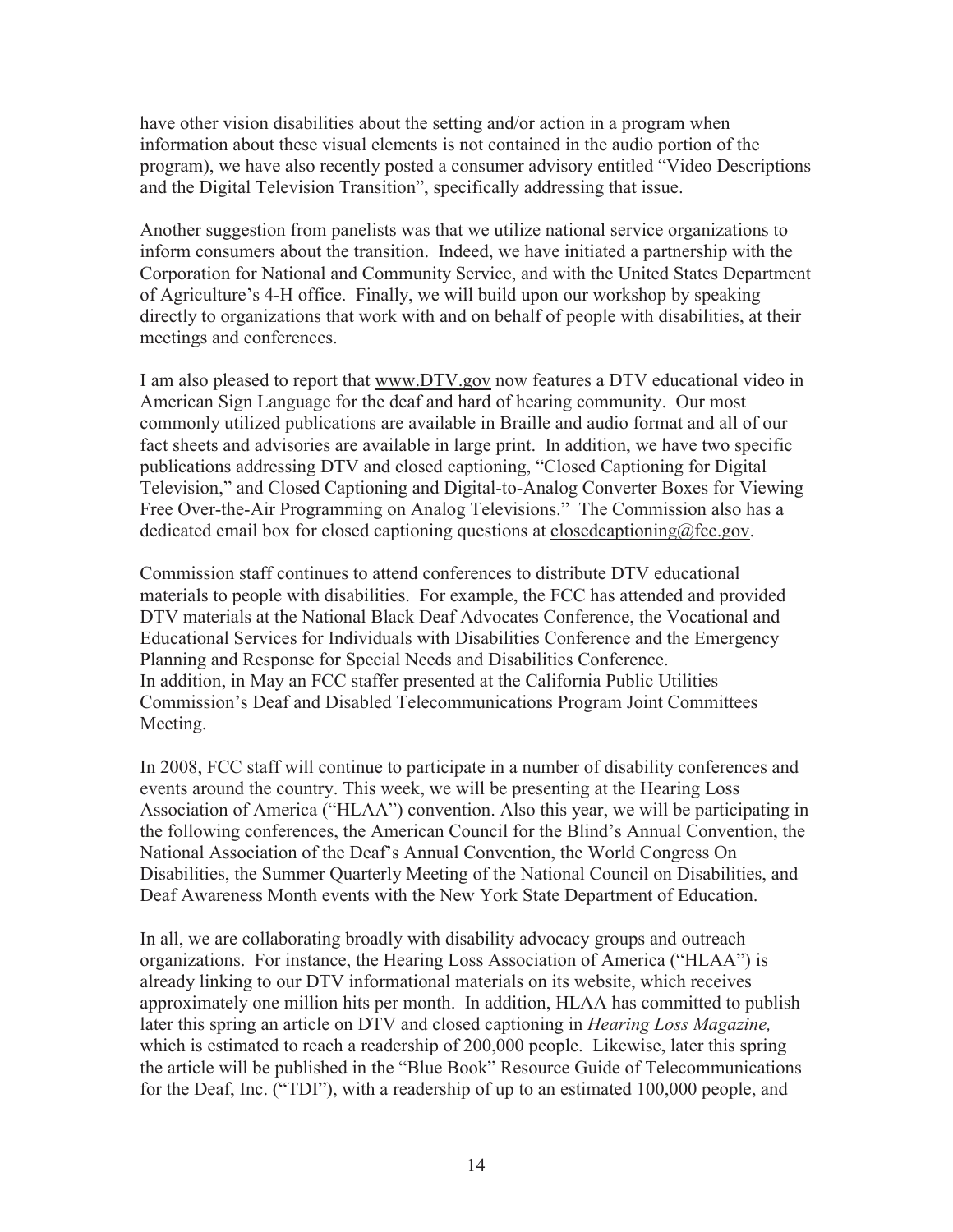have other vision disabilities about the setting and/or action in a program when information about these visual elements is not contained in the audio portion of the program), we have also recently posted a consumer advisory entitled "Video Descriptions and the Digital Television Transition", specifically addressing that issue.

Another suggestion from panelists was that we utilize national service organizations to inform consumers about the transition. Indeed, we have initiated a partnership with the Corporation for National and Community Service, and with the United States Department of Agriculture's 4-H office. Finally, we will build upon our workshop by speaking directly to organizations that work with and on behalf of people with disabilities, at their meetings and conferences.

I am also pleased to report that www.DTV.gov now features a DTV educational video in American Sign Language for the deaf and hard of hearing community. Our most commonly utilized publications are available in Braille and audio format and all of our fact sheets and advisories are available in large print. In addition, we have two specific publications addressing DTV and closed captioning, "Closed Captioning for Digital Television," and Closed Captioning and Digital-to-Analog Converter Boxes for Viewing Free Over-the-Air Programming on Analog Televisions." The Commission also has a dedicated email box for closed captioning questions at closedcaptioning@fcc.gov.

Commission staff continues to attend conferences to distribute DTV educational materials to people with disabilities. For example, the FCC has attended and provided DTV materials at the National Black Deaf Advocates Conference, the Vocational and Educational Services for Individuals with Disabilities Conference and the Emergency Planning and Response for Special Needs and Disabilities Conference.
In addition, in May an FCC staffer presented at the California Public Utilities Commission's Deaf and Disabled Telecommunications Program Joint Committees Meeting.

In 2008, FCC staff will continue to participate in a number of disability conferences and events around the country. This week, we will be presenting at the Hearing Loss Association of America ("HLAA") convention. Also this year, we will be participating in the following conferences, the American Council for the Blind's Annual Convention, the National Association of the Deaf's Annual Convention, the World Congress On Disabilities, the Summer Quarterly Meeting of the National Council on Disabilities, and Deaf Awareness Month events with the New York State Department of Education.

In all, we are collaborating broadly with disability advocacy groups and outreach organizations. For instance, the Hearing Loss Association of America ("HLAA") is already linking to our DTV informational materials on its website, which receives approximately one million hits per month. In addition, HLAA has committed to publish later this spring an article on DTV and closed captioning in *Hearing Loss Magazine,* which is estimated to reach a readership of 200,000 people. Likewise, later this spring the article will be published in the "Blue Book" Resource Guide of Telecommunications for the Deaf, Inc. ("TDI"), with a readership of up to an estimated 100,000 people, and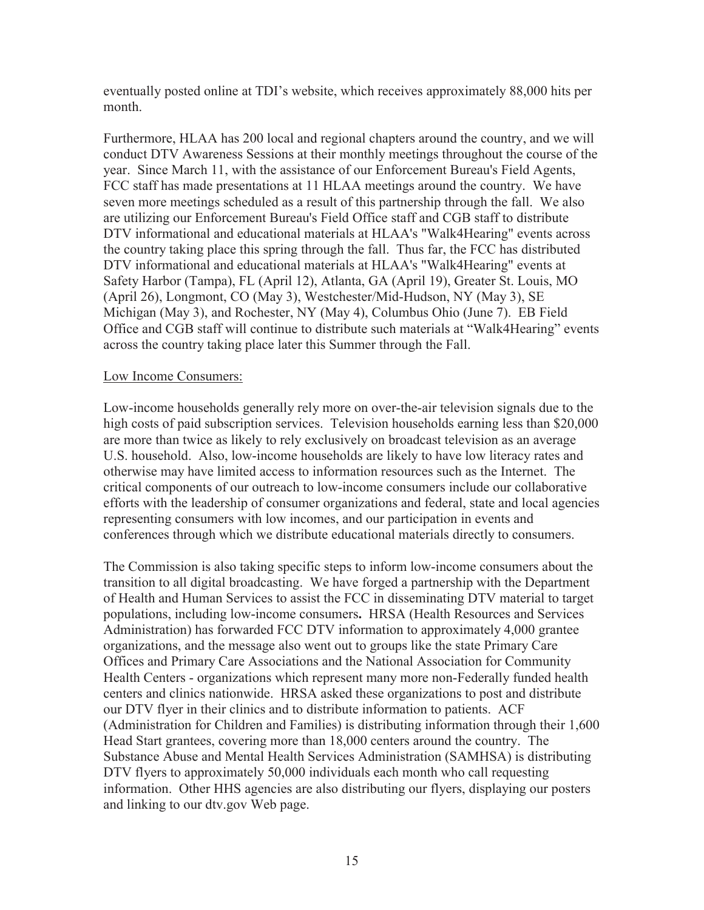eventually posted online at TDI's website, which receives approximately 88,000 hits per month.

Furthermore, HLAA has 200 local and regional chapters around the country, and we will conduct DTV Awareness Sessions at their monthly meetings throughout the course of the year. Since March 11, with the assistance of our Enforcement Bureau's Field Agents, FCC staff has made presentations at 11 HLAA meetings around the country. We have seven more meetings scheduled as a result of this partnership through the fall. We also are utilizing our Enforcement Bureau's Field Office staff and CGB staff to distribute DTV informational and educational materials at HLAA's "Walk4Hearing" events across the country taking place this spring through the fall. Thus far, the FCC has distributed DTV informational and educational materials at HLAA's "Walk4Hearing" events at Safety Harbor (Tampa), FL (April 12), Atlanta, GA (April 19), Greater St. Louis, MO (April 26), Longmont, CO (May 3), Westchester/Mid-Hudson, NY (May 3), SE Michigan (May 3), and Rochester, NY (May 4), Columbus Ohio (June 7). EB Field Office and CGB staff will continue to distribute such materials at "Walk4Hearing" events across the country taking place later this Summer through the Fall.

Low Income Consumers:

Low-income households generally rely more on over-the-air television signals due to the high costs of paid subscription services. Television households earning less than $20,000 are more than twice as likely to rely exclusively on broadcast television as an average U.S. household. Also, low-income households are likely to have low literacy rates and otherwise may have limited access to information resources such as the Internet. The critical components of our outreach to low-income consumers include our collaborative efforts with the leadership of consumer organizations and federal, state and local agencies representing consumers with low incomes, and our participation in events and conferences through which we distribute educational materials directly to consumers.

The Commission is also taking specific steps to inform low-income consumers about the transition to all digital broadcasting. We have forged a partnership with the Department of Health and Human Services to assist the FCC in disseminating DTV material to target populations, including low-income consumers**.** HRSA (Health Resources and Services Administration) has forwarded FCC DTV information to approximately 4,000 grantee organizations, and the message also went out to groups like the state Primary Care Offices and Primary Care Associations and the National Association for Community Health Centers - organizations which represent many more non-Federally funded health centers and clinics nationwide. HRSA asked these organizations to post and distribute our DTV flyer in their clinics and to distribute information to patients. ACF (Administration for Children and Families) is distributing information through their 1,600 Head Start grantees, covering more than 18,000 centers around the country. The Substance Abuse and Mental Health Services Administration (SAMHSA) is distributing DTV flyers to approximately 50,000 individuals each month who call requesting information. Other HHS agencies are also distributing our flyers, displaying our posters and linking to our dtv.gov Web page.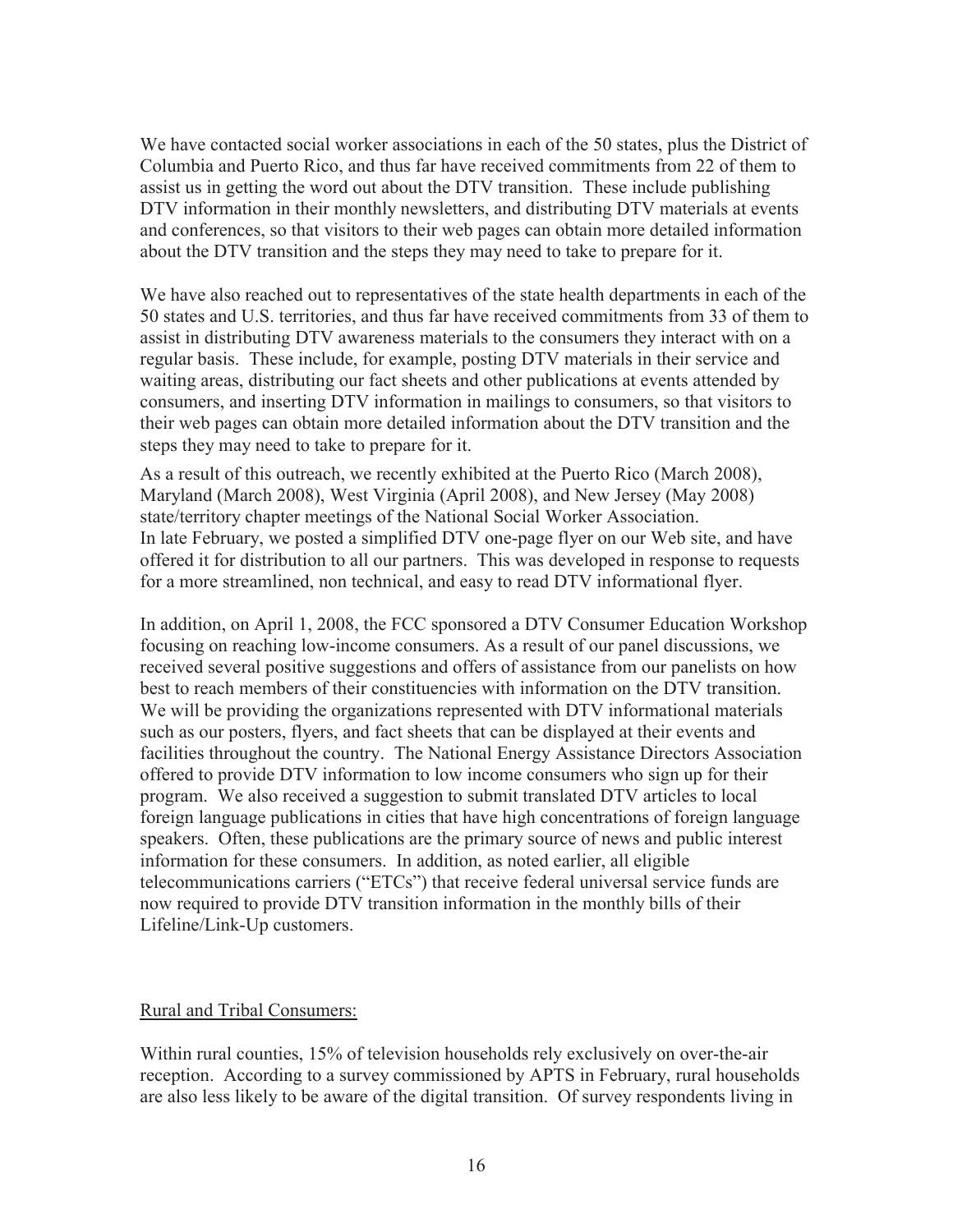We have contacted social worker associations in each of the 50 states, plus the District of Columbia and Puerto Rico, and thus far have received commitments from 22 of them to assist us in getting the word out about the DTV transition. These include publishing DTV information in their monthly newsletters, and distributing DTV materials at events and conferences, so that visitors to their web pages can obtain more detailed information about the DTV transition and the steps they may need to take to prepare for it.

We have also reached out to representatives of the state health departments in each of the 50 states and U.S. territories, and thus far have received commitments from 33 of them to assist in distributing DTV awareness materials to the consumers they interact with on a regular basis. These include, for example, posting DTV materials in their service and waiting areas, distributing our fact sheets and other publications at events attended by consumers, and inserting DTV information in mailings to consumers, so that visitors to their web pages can obtain more detailed information about the DTV transition and the steps they may need to take to prepare for it.

As a result of this outreach, we recently exhibited at the Puerto Rico (March 2008), Maryland (March 2008), West Virginia (April 2008), and New Jersey (May 2008) state/territory chapter meetings of the National Social Worker Association.
In late February, we posted a simplified DTV one-page flyer on our Web site, and have offered it for distribution to all our partners. This was developed in response to requests for a more streamlined, non technical, and easy to read DTV informational flyer.

In addition, on April 1, 2008, the FCC sponsored a DTV Consumer Education Workshop focusing on reaching low-income consumers. As a result of our panel discussions, we received several positive suggestions and offers of assistance from our panelists on how best to reach members of their constituencies with information on the DTV transition. We will be providing the organizations represented with DTV informational materials such as our posters, flyers, and fact sheets that can be displayed at their events and facilities throughout the country. The National Energy Assistance Directors Association offered to provide DTV information to low income consumers who sign up for their program. We also received a suggestion to submit translated DTV articles to local foreign language publications in cities that have high concentrations of foreign language speakers. Often, these publications are the primary source of news and public interest information for these consumers. In addition, as noted earlier, all eligible telecommunications carriers ("ETCs") that receive federal universal service funds are now required to provide DTV transition information in the monthly bills of their Lifeline/Link-Up customers.

Rural and Tribal Consumers:

Within rural counties, 15% of television households rely exclusively on over-the-air reception. According to a survey commissioned by APTS in February, rural households are also less likely to be aware of the digital transition. Of survey respondents living in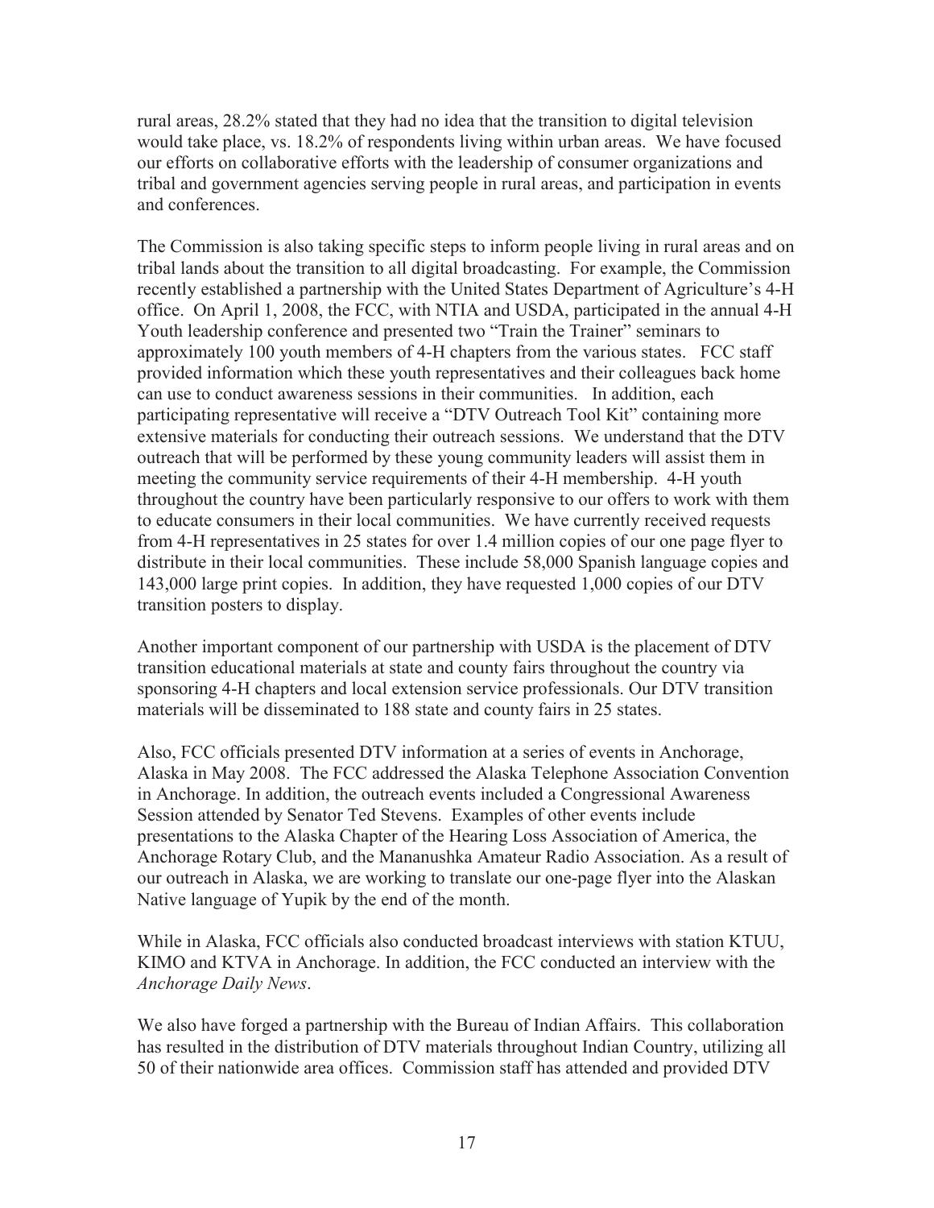rural areas, 28.2% stated that they had no idea that the transition to digital television would take place, vs. 18.2% of respondents living within urban areas. We have focused our efforts on collaborative efforts with the leadership of consumer organizations and tribal and government agencies serving people in rural areas, and participation in events and conferences.

The Commission is also taking specific steps to inform people living in rural areas and on tribal lands about the transition to all digital broadcasting. For example, the Commission recently established a partnership with the United States Department of Agriculture's 4-H office. On April 1, 2008, the FCC, with NTIA and USDA, participated in the annual 4-H Youth leadership conference and presented two "Train the Trainer" seminars to approximately 100 youth members of 4-H chapters from the various states. FCC staff provided information which these youth representatives and their colleagues back home can use to conduct awareness sessions in their communities. In addition, each participating representative will receive a "DTV Outreach Tool Kit" containing more extensive materials for conducting their outreach sessions. We understand that the DTV outreach that will be performed by these young community leaders will assist them in meeting the community service requirements of their 4-H membership. 4-H youth throughout the country have been particularly responsive to our offers to work with them to educate consumers in their local communities. We have currently received requests from 4-H representatives in 25 states for over 1.4 million copies of our one page flyer to distribute in their local communities. These include 58,000 Spanish language copies and 143,000 large print copies. In addition, they have requested 1,000 copies of our DTV transition posters to display.

Another important component of our partnership with USDA is the placement of DTV transition educational materials at state and county fairs throughout the country via sponsoring 4-H chapters and local extension service professionals. Our DTV transition materials will be disseminated to 188 state and county fairs in 25 states.

Also, FCC officials presented DTV information at a series of events in Anchorage, Alaska in May 2008. The FCC addressed the Alaska Telephone Association Convention in Anchorage. In addition, the outreach events included a Congressional Awareness Session attended by Senator Ted Stevens. Examples of other events include presentations to the Alaska Chapter of the Hearing Loss Association of America, the Anchorage Rotary Club, and the Mananushka Amateur Radio Association. As a result of our outreach in Alaska, we are working to translate our one-page flyer into the Alaskan Native language of Yupik by the end of the month.

While in Alaska, FCC officials also conducted broadcast interviews with station KTUU, KIMO and KTVA in Anchorage. In addition, the FCC conducted an interview with the *Anchorage Daily News*.

We also have forged a partnership with the Bureau of Indian Affairs. This collaboration has resulted in the distribution of DTV materials throughout Indian Country, utilizing all 50 of their nationwide area offices. Commission staff has attended and provided DTV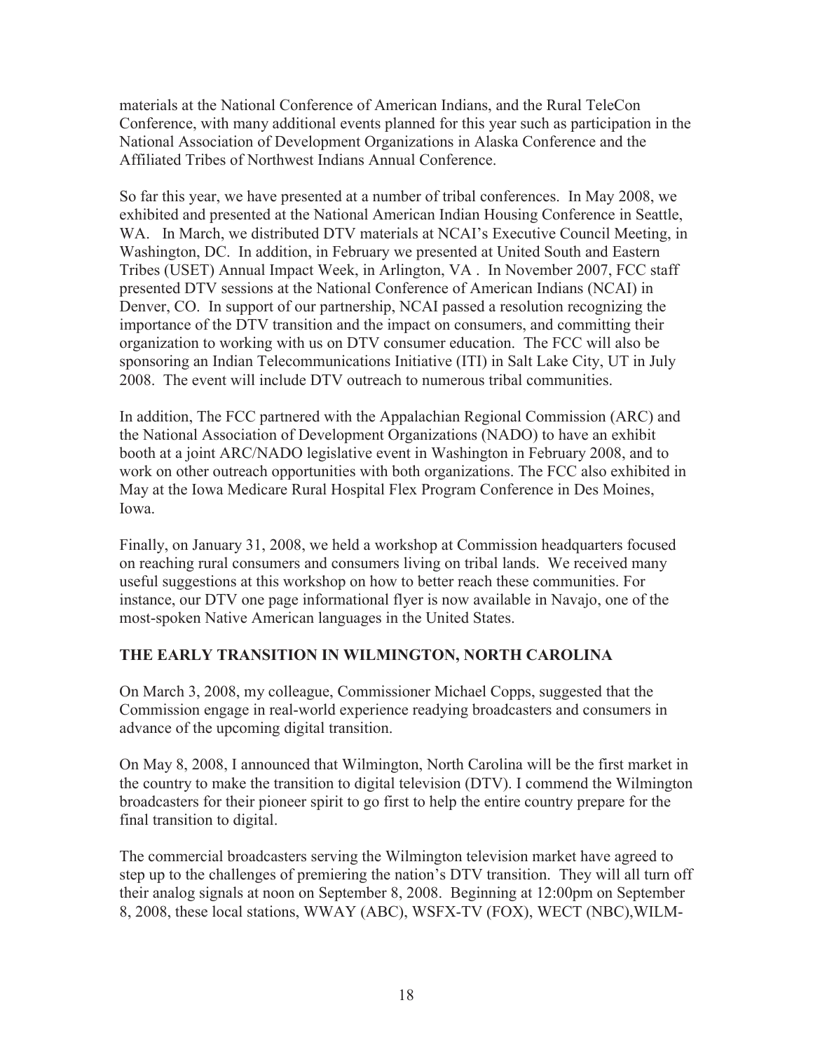materials at the National Conference of American Indians, and the Rural TeleCon Conference, with many additional events planned for this year such as participation in the National Association of Development Organizations in Alaska Conference and the Affiliated Tribes of Northwest Indians Annual Conference.

So far this year, we have presented at a number of tribal conferences. In May 2008, we exhibited and presented at the National American Indian Housing Conference in Seattle, WA. In March, we distributed DTV materials at NCAI's Executive Council Meeting, in Washington, DC. In addition, in February we presented at United South and Eastern Tribes (USET) Annual Impact Week, in Arlington, VA . In November 2007, FCC staff presented DTV sessions at the National Conference of American Indians (NCAI) in Denver, CO. In support of our partnership, NCAI passed a resolution recognizing the importance of the DTV transition and the impact on consumers, and committing their organization to working with us on DTV consumer education. The FCC will also be sponsoring an Indian Telecommunications Initiative (ITI) in Salt Lake City, UT in July 2008. The event will include DTV outreach to numerous tribal communities.

In addition, The FCC partnered with the Appalachian Regional Commission (ARC) and the National Association of Development Organizations (NADO) to have an exhibit booth at a joint ARC/NADO legislative event in Washington in February 2008, and to work on other outreach opportunities with both organizations. The FCC also exhibited in May at the Iowa Medicare Rural Hospital Flex Program Conference in Des Moines, Iowa.

Finally, on January 31, 2008, we held a workshop at Commission headquarters focused on reaching rural consumers and consumers living on tribal lands. We received many useful suggestions at this workshop on how to better reach these communities. For instance, our DTV one page informational flyer is now available in Navajo, one of the most-spoken Native American languages in the United States.

**THE EARLY TRANSITION IN WILMINGTON, NORTH CAROLINA**

On March 3, 2008, my colleague, Commissioner Michael Copps, suggested that the Commission engage in real-world experience readying broadcasters and consumers in advance of the upcoming digital transition.

On May 8, 2008, I announced that Wilmington, North Carolina will be the first market in the country to make the transition to digital television (DTV). I commend the Wilmington broadcasters for their pioneer spirit to go first to help the entire country prepare for the final transition to digital.

The commercial broadcasters serving the Wilmington television market have agreed to step up to the challenges of premiering the nation's DTV transition. They will all turn off their analog signals at noon on September 8, 2008. Beginning at 12:00pm on September 8, 2008, these local stations, WWAY (ABC), WSFX-TV (FOX), WECT (NBC),WILM-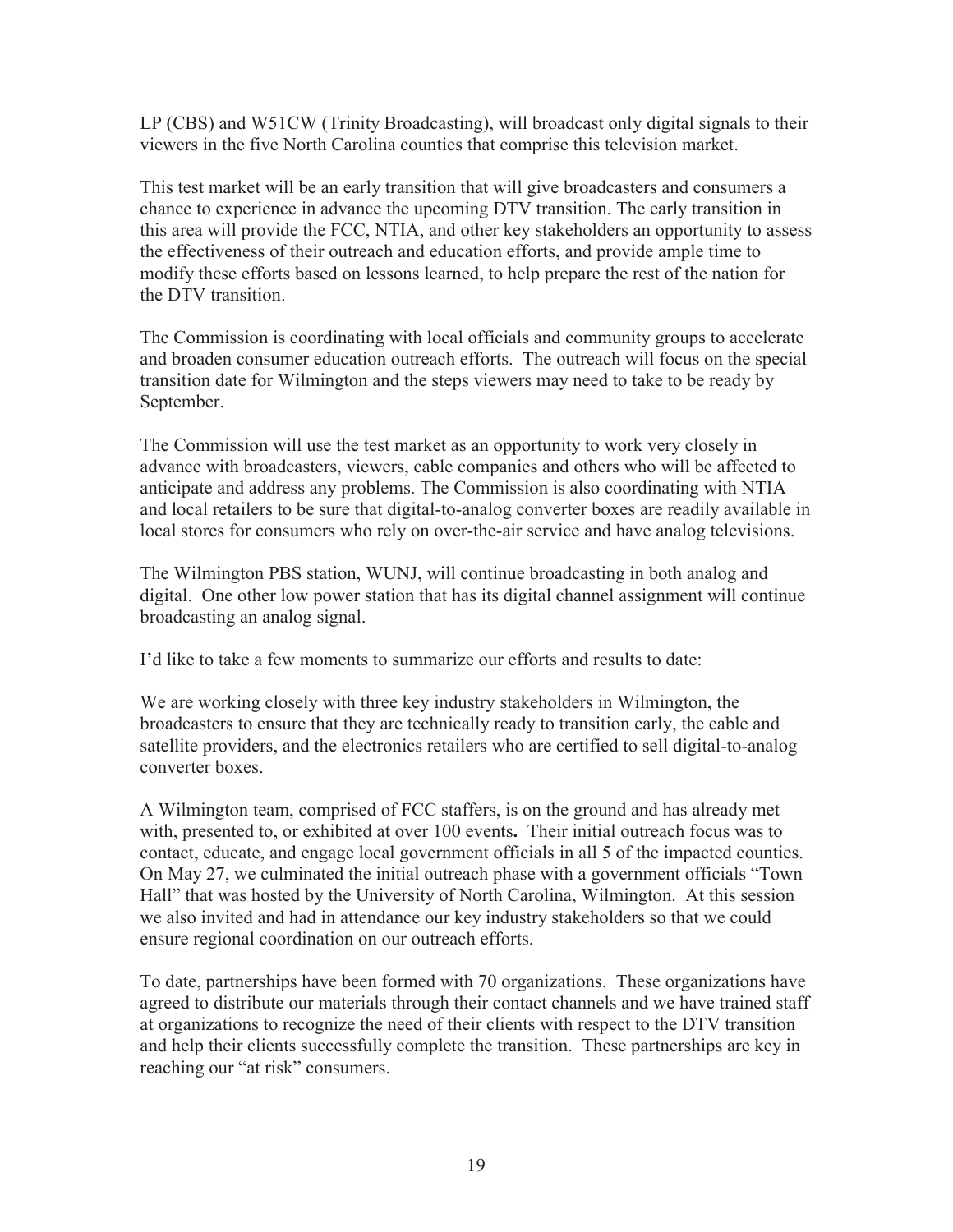LP (CBS) and W51CW (Trinity Broadcasting), will broadcast only digital signals to their viewers in the five North Carolina counties that comprise this television market.

This test market will be an early transition that will give broadcasters and consumers a chance to experience in advance the upcoming DTV transition. The early transition in this area will provide the FCC, NTIA, and other key stakeholders an opportunity to assess the effectiveness of their outreach and education efforts, and provide ample time to modify these efforts based on lessons learned, to help prepare the rest of the nation for the DTV transition.

The Commission is coordinating with local officials and community groups to accelerate and broaden consumer education outreach efforts. The outreach will focus on the special transition date for Wilmington and the steps viewers may need to take to be ready by September.

The Commission will use the test market as an opportunity to work very closely in advance with broadcasters, viewers, cable companies and others who will be affected to anticipate and address any problems. The Commission is also coordinating with NTIA and local retailers to be sure that digital-to-analog converter boxes are readily available in local stores for consumers who rely on over-the-air service and have analog televisions.

The Wilmington PBS station, WUNJ, will continue broadcasting in both analog and digital. One other low power station that has its digital channel assignment will continue broadcasting an analog signal.

I'd like to take a few moments to summarize our efforts and results to date:

We are working closely with three key industry stakeholders in Wilmington, the broadcasters to ensure that they are technically ready to transition early, the cable and satellite providers, and the electronics retailers who are certified to sell digital-to-analog converter boxes.

A Wilmington team, comprised of FCC staffers, is on the ground and has already met with, presented to, or exhibited at over 100 events**.** Their initial outreach focus was to contact, educate, and engage local government officials in all 5 of the impacted counties. On May 27, we culminated the initial outreach phase with a government officials "Town Hall" that was hosted by the University of North Carolina, Wilmington. At this session we also invited and had in attendance our key industry stakeholders so that we could ensure regional coordination on our outreach efforts.

To date, partnerships have been formed with 70 organizations. These organizations have agreed to distribute our materials through their contact channels and we have trained staff at organizations to recognize the need of their clients with respect to the DTV transition and help their clients successfully complete the transition. These partnerships are key in reaching our "at risk" consumers.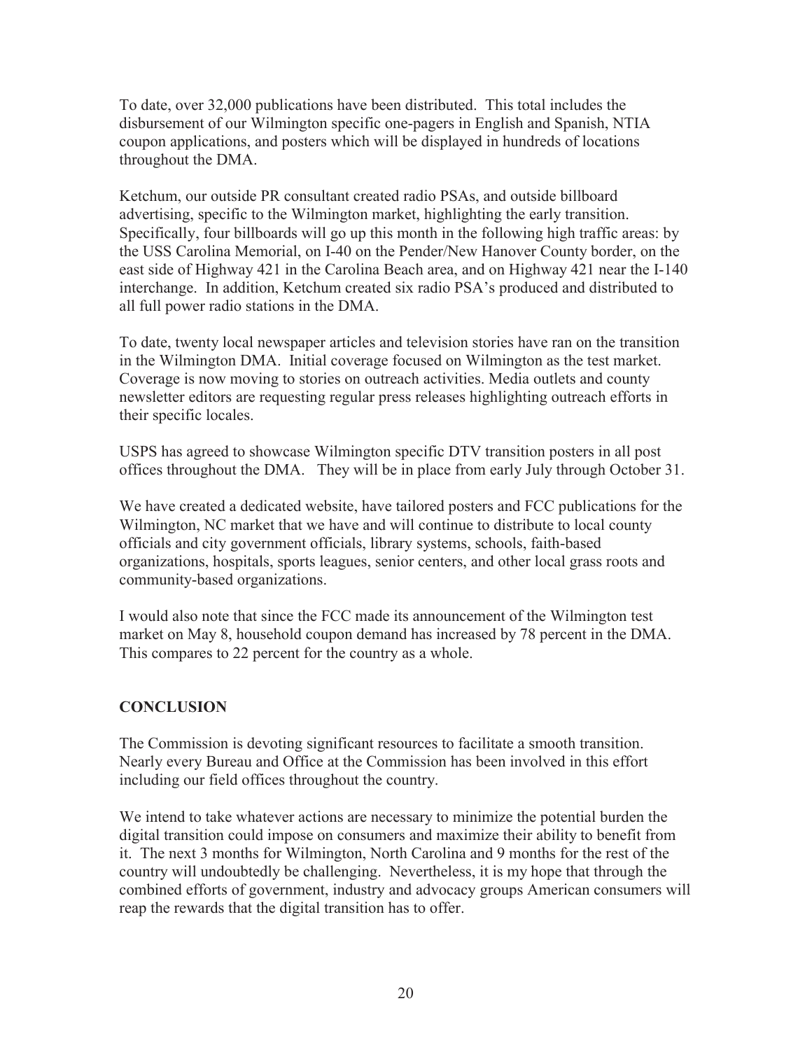To date, over 32,000 publications have been distributed. This total includes the disbursement of our Wilmington specific one-pagers in English and Spanish, NTIA coupon applications, and posters which will be displayed in hundreds of locations throughout the DMA.

Ketchum, our outside PR consultant created radio PSAs, and outside billboard advertising, specific to the Wilmington market, highlighting the early transition. Specifically, four billboards will go up this month in the following high traffic areas: by the USS Carolina Memorial, on I-40 on the Pender/New Hanover County border, on the east side of Highway 421 in the Carolina Beach area, and on Highway 421 near the I-140 interchange. In addition, Ketchum created six radio PSA's produced and distributed to all full power radio stations in the DMA.

To date, twenty local newspaper articles and television stories have ran on the transition in the Wilmington DMA. Initial coverage focused on Wilmington as the test market. Coverage is now moving to stories on outreach activities. Media outlets and county newsletter editors are requesting regular press releases highlighting outreach efforts in their specific locales.

USPS has agreed to showcase Wilmington specific DTV transition posters in all post offices throughout the DMA. They will be in place from early July through October 31.

We have created a dedicated website, have tailored posters and FCC publications for the Wilmington, NC market that we have and will continue to distribute to local county officials and city government officials, library systems, schools, faith-based organizations, hospitals, sports leagues, senior centers, and other local grass roots and community-based organizations.

I would also note that since the FCC made its announcement of the Wilmington test market on May 8, household coupon demand has increased by 78 percent in the DMA. This compares to 22 percent for the country as a whole.

**CONCLUSION**

The Commission is devoting significant resources to facilitate a smooth transition. Nearly every Bureau and Office at the Commission has been involved in this effort including our field offices throughout the country.

We intend to take whatever actions are necessary to minimize the potential burden the digital transition could impose on consumers and maximize their ability to benefit from it. The next 3 months for Wilmington, North Carolina and 9 months for the rest of the country will undoubtedly be challenging. Nevertheless, it is my hope that through the combined efforts of government, industry and advocacy groups American consumers will reap the rewards that the digital transition has to offer.